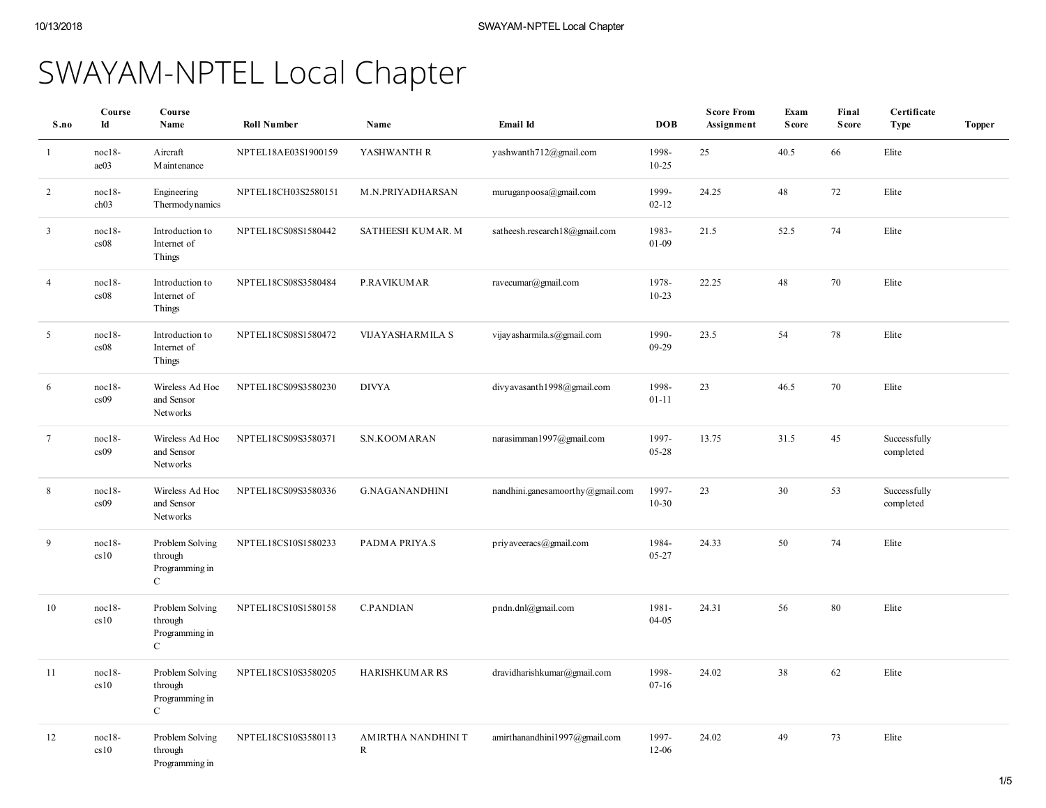# SWAYAM-NPTEL Local Chapter

| S.no | Course Id | Course Name | Roll Number | Name | Email Id | DOB | Score From Assignment | Exam Score | Final Score | Certificate Type | Topper |
|---|---|---|---|---|---|---|---|---|---|---|---|
| 1 | noc18-ae03 | Aircraft Maintenance | NPTEL18AE03S1900159 | YASHWANTH R | yashwanth712@gmail.com | 1998-10-25 | 25 | 40.5 | 66 | Elite | |
| 2 | noc18-ch03 | Engineering Thermodynamics | NPTEL18CH03S2580151 | M.N.PRIYADHARSAN | muruganpoosa@gmail.com | 1999-02-12 | 24.25 | 48 | 72 | Elite | |
| 3 | noc18-cs08 | Introduction to Internet of Things | NPTEL18CS08S1580442 | SATHEESH KUMAR. M | satheesh.research18@gmail.com | 1983-01-09 | 21.5 | 52.5 | 74 | Elite | |
| 4 | noc18-cs08 | Introduction to Internet of Things | NPTEL18CS08S3580484 | P.RAVIKUMAR | ravecumar@gmail.com | 1978-10-23 | 22.25 | 48 | 70 | Elite | |
| 5 | noc18-cs08 | Introduction to Internet of Things | NPTEL18CS08S1580472 | VIJAYASHARMILA S | vijayasharmila.s@gmail.com | 1990-09-29 | 23.5 | 54 | 78 | Elite | |
| 6 | noc18-cs09 | Wireless Ad Hoc and Sensor Networks | NPTEL18CS09S3580230 | DIVYA | divyavasanth1998@gmail.com | 1998-01-11 | 23 | 46.5 | 70 | Elite | |
| 7 | noc18-cs09 | Wireless Ad Hoc and Sensor Networks | NPTEL18CS09S3580371 | S.N.KOOMARAN | narasimman1997@gmail.com | 1997-05-28 | 13.75 | 31.5 | 45 | Successfully completed | |
| 8 | noc18-cs09 | Wireless Ad Hoc and Sensor Networks | NPTEL18CS09S3580336 | G.NAGANANDHINI | nandhini.ganesamoorthy@gmail.com | 1997-10-30 | 23 | 30 | 53 | Successfully completed | |
| 9 | noc18-cs10 | Problem Solving through Programming in C | NPTEL18CS10S1580233 | PADMA PRIYA.S | priyaveeracs@gmail.com | 1984-05-27 | 24.33 | 50 | 74 | Elite | |
| 10 | noc18-cs10 | Problem Solving through Programming in C | NPTEL18CS10S1580158 | C.PANDIAN | pndn.dnl@gmail.com | 1981-04-05 | 24.31 | 56 | 80 | Elite | |
| 11 | noc18-cs10 | Problem Solving through Programming in C | NPTEL18CS10S3580205 | HARISHKUMAR RS | dravidharishkumar@gmail.com | 1998-07-16 | 24.02 | 38 | 62 | Elite | |
| 12 | noc18-cs10 | Problem Solving through Programming in | NPTEL18CS10S3580113 | AMIRTHA NANDHINI T R | amirthanandhini1997@gmail.com | 1997-12-06 | 24.02 | 49 | 73 | Elite | |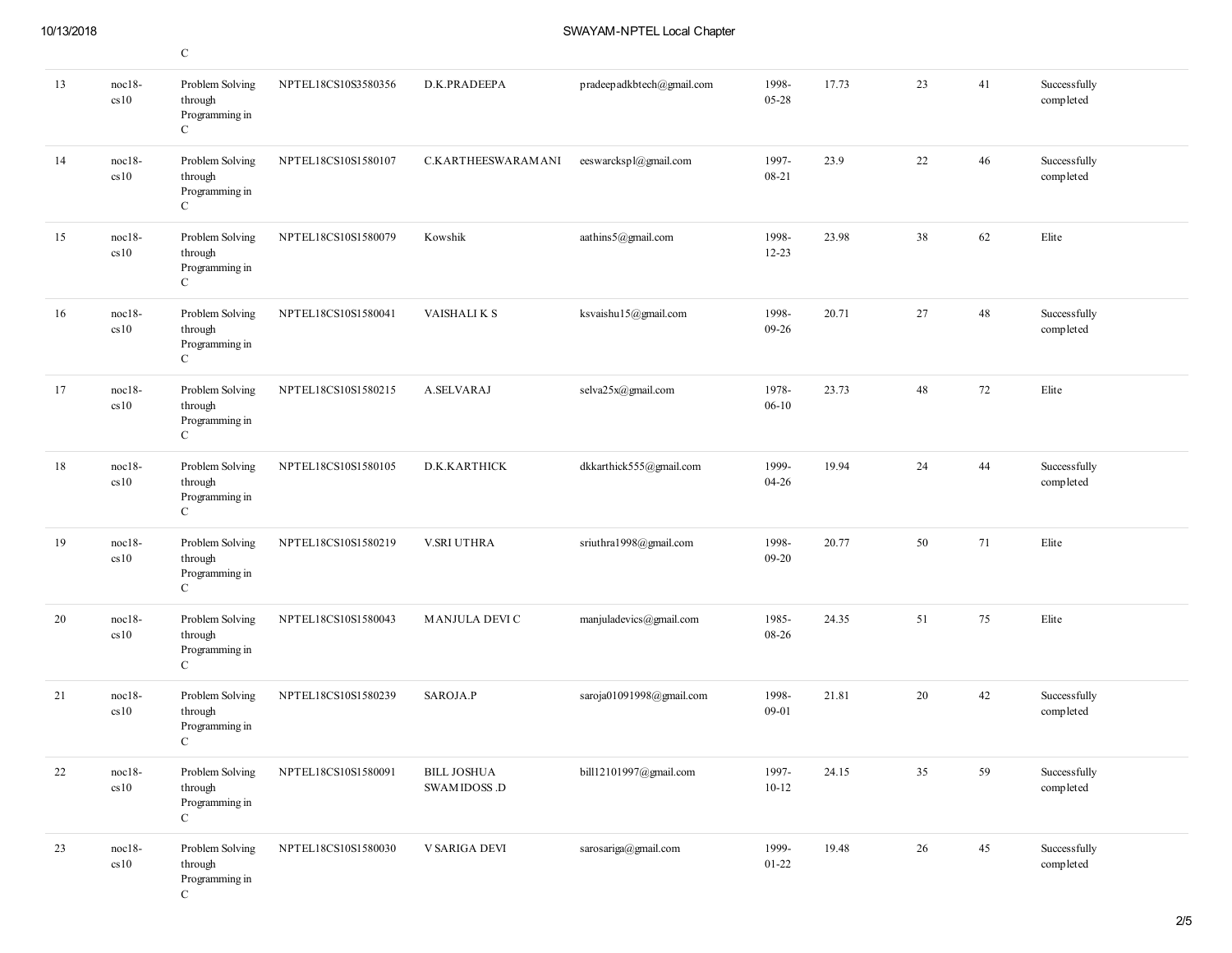| | | C | | | | | | | | |
|---|---|---|---|---|---|---|---|---|---|---|
| 13 | noc18-cs10 | Problem Solving through Programming in C | NPTEL18CS10S3580356 | D.K.PRADEEPA | pradeepadkbtech@gmail.com | 1998-05-28 | 17.73 | 23 | 41 | Successfully completed |
| 14 | noc18-cs10 | Problem Solving through Programming in C | NPTEL18CS10S1580107 | C.KARTHEESWARAMANI | eeswarckspl@gmail.com | 1997-08-21 | 23.9 | 22 | 46 | Successfully completed |
| 15 | noc18-cs10 | Problem Solving through Programming in C | NPTEL18CS10S1580079 | Kowshik | aathins5@gmail.com | 1998-12-23 | 23.98 | 38 | 62 | Elite |
| 16 | noc18-cs10 | Problem Solving through Programming in C | NPTEL18CS10S1580041 | VAISHALI K S | ksvaishu15@gmail.com | 1998-09-26 | 20.71 | 27 | 48 | Successfully completed |
| 17 | noc18-cs10 | Problem Solving through Programming in C | NPTEL18CS10S1580215 | A.SELVARAJ | selva25x@gmail.com | 1978-06-10 | 23.73 | 48 | 72 | Elite |
| 18 | noc18-cs10 | Problem Solving through Programming in C | NPTEL18CS10S1580105 | D.K.KARTHICK | dkkarthick555@gmail.com | 1999-04-26 | 19.94 | 24 | 44 | Successfully completed |
| 19 | noc18-cs10 | Problem Solving through Programming in C | NPTEL18CS10S1580219 | V.SRI UTHRA | sriuthra1998@gmail.com | 1998-09-20 | 20.77 | 50 | 71 | Elite |
| 20 | noc18-cs10 | Problem Solving through Programming in C | NPTEL18CS10S1580043 | MANJULA DEVI C | manjuladevics@gmail.com | 1985-08-26 | 24.35 | 51 | 75 | Elite |
| 21 | noc18-cs10 | Problem Solving through Programming in C | NPTEL18CS10S1580239 | SAROJA.P | saroja01091998@gmail.com | 1998-09-01 | 21.81 | 20 | 42 | Successfully completed |
| 22 | noc18-cs10 | Problem Solving through Programming in C | NPTEL18CS10S1580091 | BILL JOSHUA SWAMIDOSS .D | bill12101997@gmail.com | 1997-10-12 | 24.15 | 35 | 59 | Successfully completed |
| 23 | noc18-cs10 | Problem Solving through Programming in C | NPTEL18CS10S1580030 | V SARIGA DEVI | sarosariga@gmail.com | 1999-01-22 | 19.48 | 26 | 45 | Successfully completed |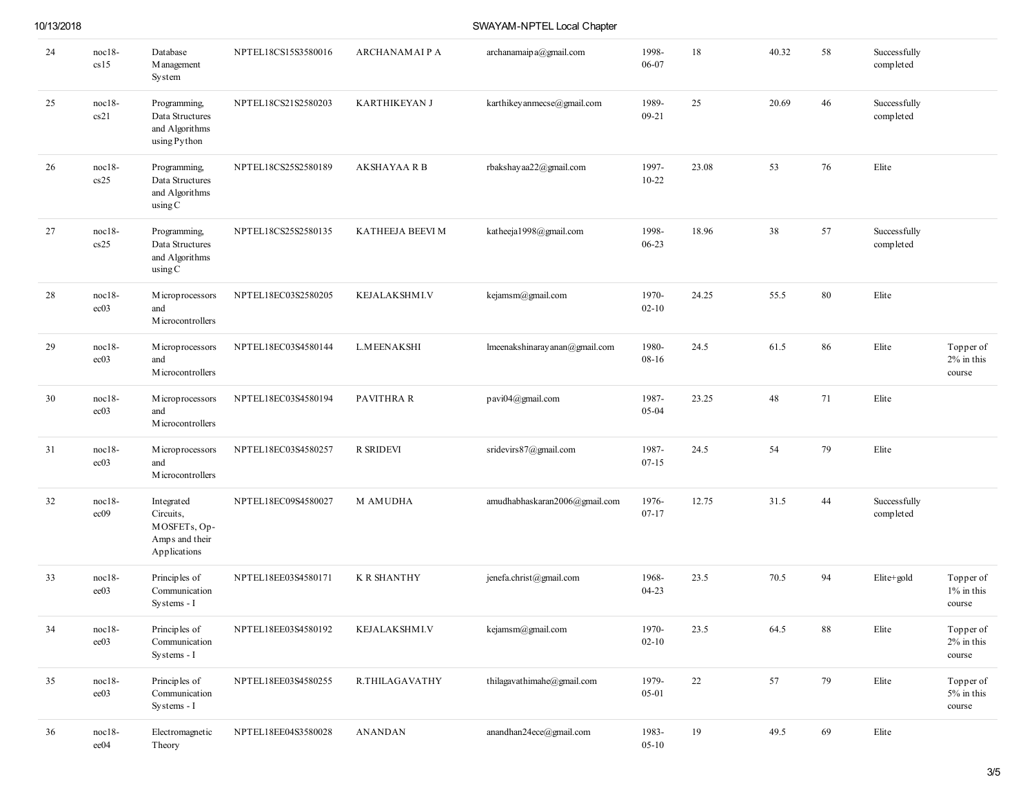| 24 | noc18-cs15 | Database Management System | NPTEL18CS15S3580016 | ARCHANAMAI P A | archanamaipa@gmail.com | 1998-06-07 | 18 | 40.32 | 58 | Successfully completed | |
|---|---|---|---|---|---|---|---|---|---|---|---|
| 25 | noc18-cs21 | Programming, Data Structures and Algorithms using Python | NPTEL18CS21S2580203 | KARTHIKEYAN J | karthikeyanmecse@gmail.com | 1989-09-21 | 25 | 20.69 | 46 | Successfully completed | |
| 26 | noc18-cs25 | Programming, Data Structures and Algorithms using C | NPTEL18CS25S2580189 | AKSHAYAA R B | rbakshayaa22@gmail.com | 1997-10-22 | 23.08 | 53 | 76 | Elite | |
| 27 | noc18-cs25 | Programming, Data Structures and Algorithms using C | NPTEL18CS25S2580135 | KATHEEJA BEEVI M | katheeja1998@gmail.com | 1998-06-23 | 18.96 | 38 | 57 | Successfully completed | |
| 28 | noc18-ec03 | Microprocessors and Microcontrollers | NPTEL18EC03S2580205 | KEJALAKSHMI.V | kejamsm@gmail.com | 1970-02-10 | 24.25 | 55.5 | 80 | Elite | |
| 29 | noc18-ec03 | Microprocessors and Microcontrollers | NPTEL18EC03S4580144 | L.MEENAKSHI | lmeenakshinarayanan@gmail.com | 1980-08-16 | 24.5 | 61.5 | 86 | Elite | Topper of 2% in this course |
| 30 | noc18-ec03 | Microprocessors and Microcontrollers | NPTEL18EC03S4580194 | PAVITHRA R | pavi04@gmail.com | 1987-05-04 | 23.25 | 48 | 71 | Elite | |
| 31 | noc18-ec03 | Microprocessors and Microcontrollers | NPTEL18EC03S4580257 | R SRIDEVI | sridevirs87@gmail.com | 1987-07-15 | 24.5 | 54 | 79 | Elite | |
| 32 | noc18-ec09 | Integrated Circuits, MOSFETs, Op-Amps and their Applications | NPTEL18EC09S4580027 | M AMUDHA | amudhabhaskaran2006@gmail.com | 1976-07-17 | 12.75 | 31.5 | 44 | Successfully completed | |
| 33 | noc18-ee03 | Principles of Communication Systems - I | NPTEL18EE03S4580171 | K R SHANTHY | jenefa.christ@gmail.com | 1968-04-23 | 23.5 | 70.5 | 94 | Elite+gold | Topper of 1% in this course |
| 34 | noc18-ee03 | Principles of Communication Systems - I | NPTEL18EE03S4580192 | KEJALAKSHMI.V | kejamsm@gmail.com | 1970-02-10 | 23.5 | 64.5 | 88 | Elite | Topper of 2% in this course |
| 35 | noc18-ee03 | Principles of Communication Systems - I | NPTEL18EE03S4580255 | R.THILAGAVATHY | thilagavathimahe@gmail.com | 1979-05-01 | 22 | 57 | 79 | Elite | Topper of 5% in this course |
| 36 | noc18-ee04 | Electromagnetic Theory | NPTEL18EE04S3580028 | ANANDAN | anandhan24ece@gmail.com | 1983-05-10 | 19 | 49.5 | 69 | Elite | |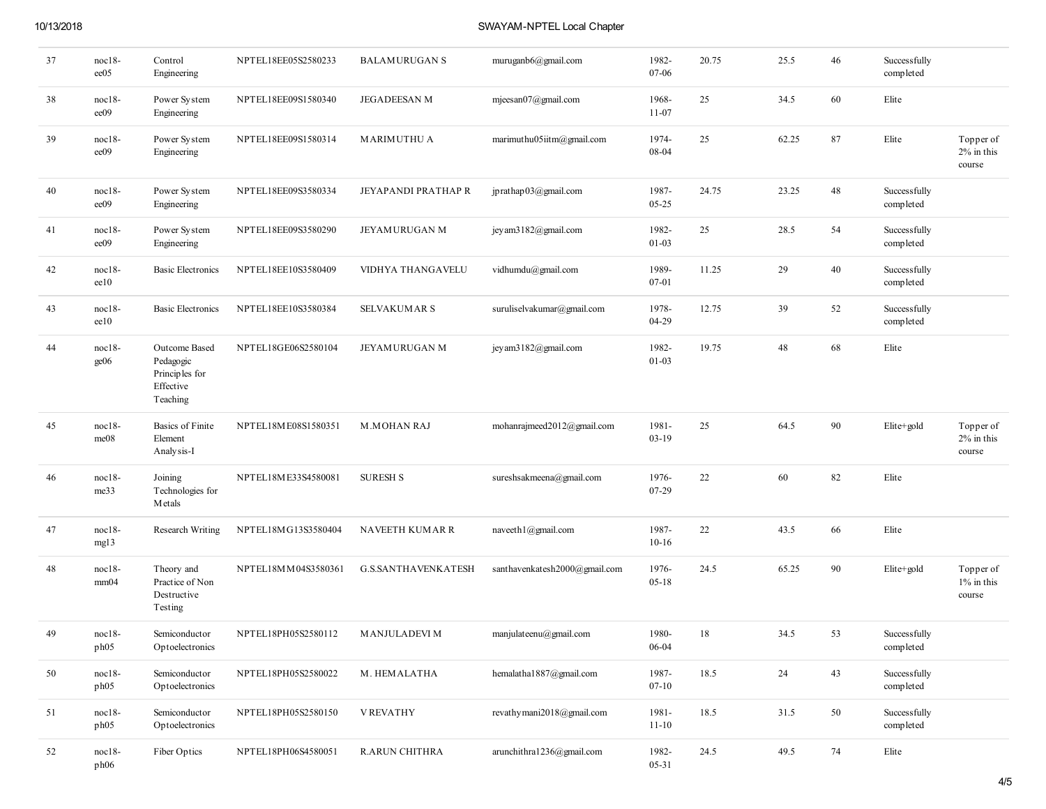| | | | | | | | | | | | |
|---|---|---|---|---|---|---|---|---|---|---|---|
| 37 | noc18-ee05 | Control Engineering | NPTEL18EE05S2580233 | BALAMURUGAN S | muruganb6@gmail.com | 1982-07-06 | 20.75 | 25.5 | 46 | Successfully completed | |
| 38 | noc18-ee09 | Power System Engineering | NPTEL18EE09S1580340 | JEGADEESAN M | mjeesan07@gmail.com | 1968-11-07 | 25 | 34.5 | 60 | Elite | |
| 39 | noc18-ee09 | Power System Engineering | NPTEL18EE09S1580314 | MARIMUTHU A | marimuthu05iitm@gmail.com | 1974-08-04 | 25 | 62.25 | 87 | Elite | Topper of 2% in this course |
| 40 | noc18-ee09 | Power System Engineering | NPTEL18EE09S3580334 | JEYAPANDI PRATHAP R | jprathap03@gmail.com | 1987-05-25 | 24.75 | 23.25 | 48 | Successfully completed | |
| 41 | noc18-ee09 | Power System Engineering | NPTEL18EE09S3580290 | JEYAMURUGAN M | jeyam3182@gmail.com | 1982-01-03 | 25 | 28.5 | 54 | Successfully completed | |
| 42 | noc18-ee10 | Basic Electronics | NPTEL18EE10S3580409 | VIDHYA THANGAVELU | vidhumdu@gmail.com | 1989-07-01 | 11.25 | 29 | 40 | Successfully completed | |
| 43 | noc18-ee10 | Basic Electronics | NPTEL18EE10S3580384 | SELVAKUMAR S | suruliselvakumar@gmail.com | 1978-04-29 | 12.75 | 39 | 52 | Successfully completed | |
| 44 | noc18-ge06 | Outcome Based Pedagogic Principles for Effective Teaching | NPTEL18GE06S2580104 | JEYAMURUGAN M | jeyam3182@gmail.com | 1982-01-03 | 19.75 | 48 | 68 | Elite | |
| 45 | noc18-me08 | Basics of Finite Element Analysis-I | NPTEL18ME08S1580351 | M.MOHAN RAJ | mohanrajmeed2012@gmail.com | 1981-03-19 | 25 | 64.5 | 90 | Elite+gold | Topper of 2% in this course |
| 46 | noc18-me33 | Joining Technologies for Metals | NPTEL18ME33S4580081 | SURESH S | sureshsakmeena@gmail.com | 1976-07-29 | 22 | 60 | 82 | Elite | |
| 47 | noc18-mg13 | Research Writing | NPTEL18MG13S3580404 | NAVEETH KUMAR R | naveeth1@gmail.com | 1987-10-16 | 22 | 43.5 | 66 | Elite | |
| 48 | noc18-mm04 | Theory and Practice of Non Destructive Testing | NPTEL18MM04S3580361 | G.S.SANTHAVENKATESH | santhavenkatesh2000@gmail.com | 1976-05-18 | 24.5 | 65.25 | 90 | Elite+gold | Topper of 1% in this course |
| 49 | noc18-ph05 | Semiconductor Optoelectronics | NPTEL18PH05S2580112 | MANJULADEVI M | manjulateenu@gmail.com | 1980-06-04 | 18 | 34.5 | 53 | Successfully completed | |
| 50 | noc18-ph05 | Semiconductor Optoelectronics | NPTEL18PH05S2580022 | M. HEMALATHA | hemalatha1887@gmail.com | 1987-07-10 | 18.5 | 24 | 43 | Successfully completed | |
| 51 | noc18-ph05 | Semiconductor Optoelectronics | NPTEL18PH05S2580150 | V REVATHY | revathymani2018@gmail.com | 1981-11-10 | 18.5 | 31.5 | 50 | Successfully completed | |
| 52 | noc18-ph06 | Fiber Optics | NPTEL18PH06S4580051 | R.ARUN CHITHRA | arunchithra1236@gmail.com | 1982-05-31 | 24.5 | 49.5 | 74 | Elite | |